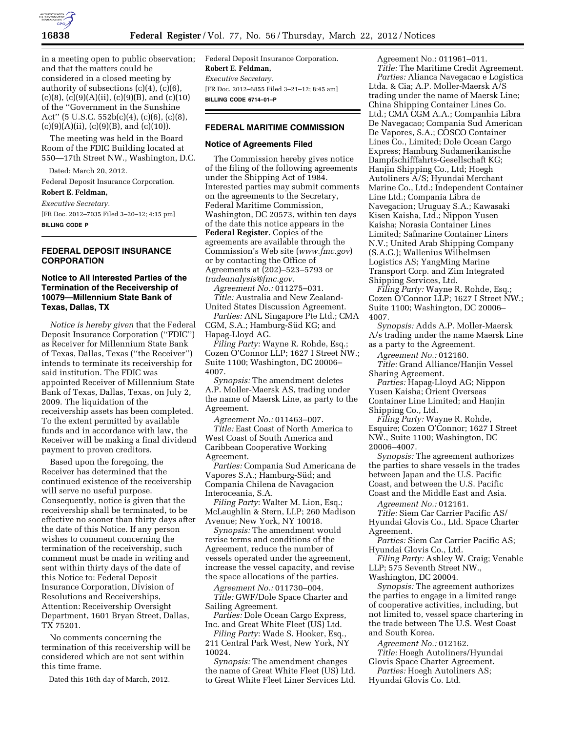in a meeting open to public observation; and that the matters could be considered in a closed meeting by authority of subsections (c)(4), (c)(6), (c)(8), (c)(9)(A)(ii), (c)(9)(B), and (c)(10) of the ''Government in the Sunshine Act'' (5 U.S.C. 552b(c)(4), (c)(6), (c)(8), (c)(9)(A)(ii), (c)(9)(B), and (c)(10)).

The meeting was held in the Board Room of the FDIC Building located at 550—17th Street NW., Washington, D.C.

Dated: March 20, 2012.

Federal Deposit Insurance Corporation.

**Robert E. Feldman,**

*Executive Secretary.*

[FR Doc. 2012–7035 Filed 3–20–12; 4:15 pm]

**BILLING CODE P**

## FEDERAL DEPOSIT INSURANCE CORPORATION

### Notice to All Interested Parties of the Termination of the Receivership of 10079—Millennium State Bank of Texas, Dallas, TX

*Notice is hereby given* that the Federal Deposit Insurance Corporation (''FDIC'') as Receiver for Millennium State Bank of Texas, Dallas, Texas (''the Receiver'') intends to terminate its receivership for said institution. The FDIC was appointed Receiver of Millennium State Bank of Texas, Dallas, Texas, on July 2, 2009. The liquidation of the receivership assets has been completed. To the extent permitted by available funds and in accordance with law, the Receiver will be making a final dividend payment to proven creditors.

Based upon the foregoing, the Receiver has determined that the continued existence of the receivership will serve no useful purpose. Consequently, notice is given that the receivership shall be terminated, to be effective no sooner than thirty days after the date of this Notice. If any person wishes to comment concerning the termination of the receivership, such comment must be made in writing and sent within thirty days of the date of this Notice to: Federal Deposit Insurance Corporation, Division of Resolutions and Receiverships, Attention: Receivership Oversight Department, 1601 Bryan Street, Dallas, TX 75201.

No comments concerning the termination of this receivership will be considered which are not sent within this time frame.

Dated this 16th day of March, 2012.

Federal Deposit Insurance Corporation.

**Robert E. Feldman,**

*Executive Secretary.*

[FR Doc. 2012–6855 Filed 3–21–12; 8:45 am]

**BILLING CODE 6714–01–P**

## FEDERAL MARITIME COMMISSION

### Notice of Agreements Filed

The Commission hereby gives notice of the filing of the following agreements under the Shipping Act of 1984. Interested parties may submit comments on the agreements to the Secretary, Federal Maritime Commission, Washington, DC 20573, within ten days of the date this notice appears in the **Federal Register**. Copies of the agreements are available through the Commission's Web site (*www.fmc.gov*) or by contacting the Office of Agreements at (202)–523–5793 or *tradeanalysis@fmc.gov*.

*Agreement No.:* 011275–031.

*Title:* Australia and New Zealand-United States Discussion Agreement.

*Parties:* ANL Singapore Pte Ltd.; CMA CGM, S.A.; Hamburg-Süd KG; and Hapag-Lloyd AG.

*Filing Party:* Wayne R. Rohde, Esq.; Cozen O'Connor LLP; 1627 I Street NW.; Suite 1100; Washington, DC 20006–4007.

*Synopsis:* The amendment deletes A.P. Moller-Maersk AS, trading under the name of Maersk Line, as party to the Agreement.

*Agreement No.:* 011463–007.

*Title:* East Coast of North America to West Coast of South America and Caribbean Cooperative Working Agreement.

*Parties:* Compania Sud Americana de Vapores S.A.; Hamburg-Süd; and Compania Chilena de Navagacion Interoceania, S.A.

*Filing Party:* Walter M. Lion, Esq.; McLaughlin & Stern, LLP; 260 Madison Avenue; New York, NY 10018.

*Synopsis:* The amendment would revise terms and conditions of the Agreement, reduce the number of vessels operated under the agreement, increase the vessel capacity, and revise the space allocations of the parties.

*Agreement No.:* 011730–004.

*Title:* GWF/Dole Space Charter and Sailing Agreement.

*Parties:* Dole Ocean Cargo Express, Inc. and Great White Fleet (US) Ltd.

*Filing Party:* Wade S. Hooker, Esq., 211 Central Park West, New York, NY 10024.

*Synopsis:* The amendment changes the name of Great White Fleet (US) Ltd. to Great White Fleet Liner Services Ltd.

*Agreement No.:* 011961–011.

*Title:* The Maritime Credit Agreement.

*Parties:* Alianca Navegacao e Logistica Ltda. & Cia; A.P. Moller-Maersk A/S trading under the name of Maersk Line; China Shipping Container Lines Co. Ltd.; CMA CGM A.A.; Companhia Libra De Navegacao; Compania Sud American De Vapores, S.A.; COSCO Container Lines Co., Limited; Dole Ocean Cargo Express; Hamburg Sudamerikanische Dampfschifffahrts-Gesellschaft KG; Hanjin Shipping Co., Ltd; Hoegh Autoliners A/S; Hyundai Merchant Marine Co., Ltd.; Independent Container Line Ltd.; Compania Libra de Navegacion; Uruguay S.A.; Kawasaki Kisen Kaisha, Ltd.; Nippon Yusen Kaisha; Norasia Container Lines Limited; Safmarine Container Liners N.V.; United Arab Shipping Company (S.A.G.); Wallenius Wilhelmsen Logistics AS; YangMing Marine Transport Corp. and Zim Integrated Shipping Services, Ltd.

*Filing Party:* Wayne R. Rohde, Esq.; Cozen O'Connor LLP; 1627 I Street NW.; Suite 1100; Washington, DC 20006–4007.

*Synopsis:* Adds A.P. Moller-Maersk A/s trading under the name Maersk Line as a party to the Agreement.

*Agreement No.:* 012160.

*Title:* Grand Alliance/Hanjin Vessel Sharing Agreement.

*Parties:* Hapag-Lloyd AG; Nippon Yusen Kaisha; Orient Overseas Container Line Limited; and Hanjin Shipping Co., Ltd.

*Filing Party:* Wayne R. Rohde, Esquire; Cozen O'Connor; 1627 I Street NW., Suite 1100; Washington, DC 20006–4007.

*Synopsis:* The agreement authorizes the parties to share vessels in the trades between Japan and the U.S. Pacific Coast, and between the U.S. Pacific Coast and the Middle East and Asia.

*Agreement No.:* 012161.

*Title:* Siem Car Carrier Pacific AS/Hyundai Glovis Co., Ltd. Space Charter Agreement.

*Parties:* Siem Car Carrier Pacific AS; Hyundai Glovis Co., Ltd.

*Filing Party:* Ashley W. Craig; Venable LLP; 575 Seventh Street NW., Washington, DC 20004.

*Synopsis:* The agreement authorizes the parties to engage in a limited range of cooperative activities, including, but not limited to, vessel space chartering in the trade between The U.S. West Coast and South Korea.

*Agreement No.:* 012162.

*Title:* Hoegh Autoliners/Hyundai Glovis Space Charter Agreement.

*Parties:* Hoegh Autoliners AS; Hyundai Glovis Co. Ltd.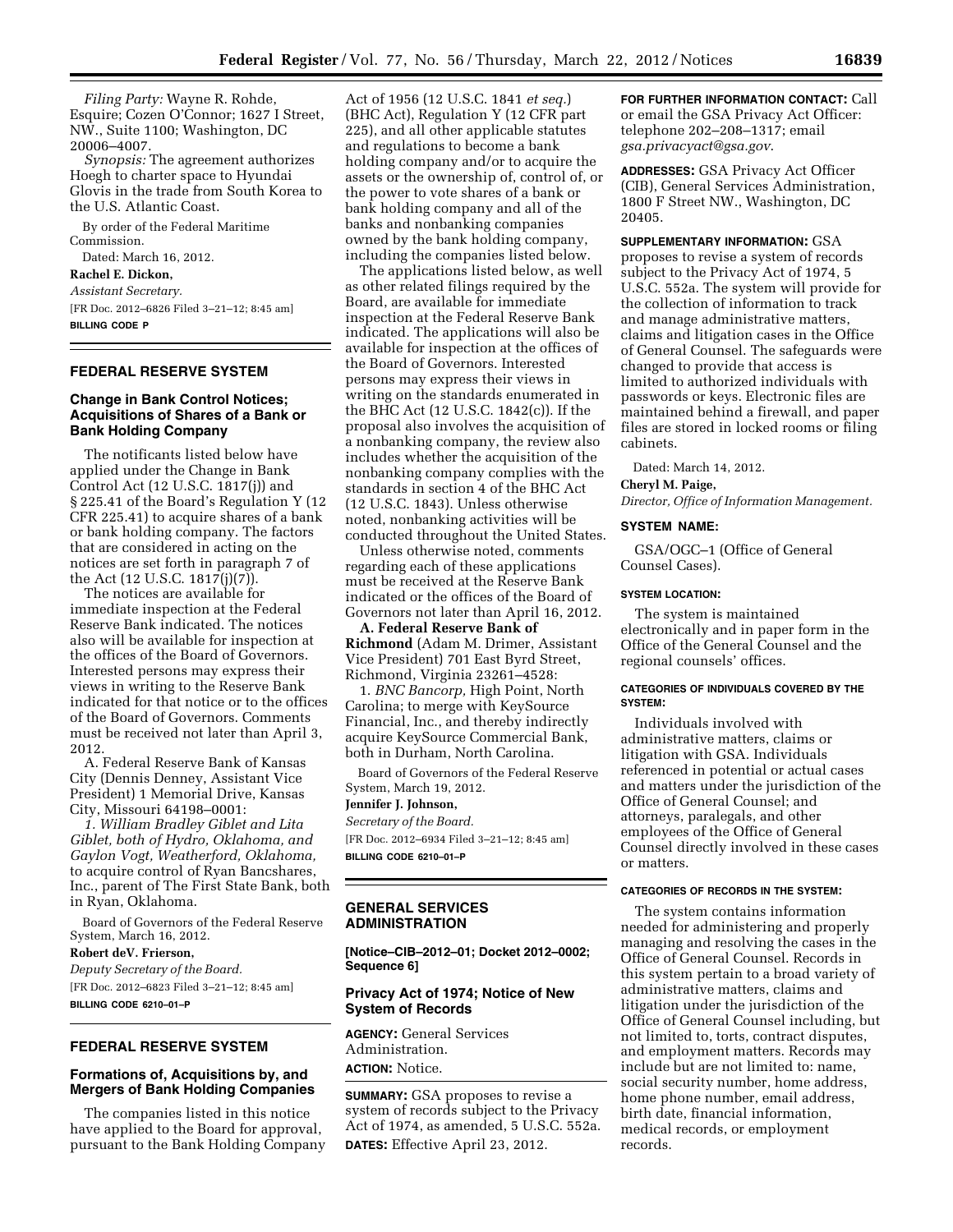*Filing Party:* Wayne R. Rohde, Esquire; Cozen O'Connor; 1627 I Street, NW., Suite 1100; Washington, DC 20006–4007.

*Synopsis:* The agreement authorizes Hoegh to charter space to Hyundai Glovis in the trade from South Korea to the U.S. Atlantic Coast.

By order of the Federal Maritime Commission.

Dated: March 16, 2012.

**Rachel E. Dickon,**

*Assistant Secretary.*

[FR Doc. 2012–6826 Filed 3–21–12; 8:45 am]

**BILLING CODE P**

## FEDERAL RESERVE SYSTEM

### Change in Bank Control Notices; Acquisitions of Shares of a Bank or Bank Holding Company

The notificants listed below have applied under the Change in Bank Control Act (12 U.S.C. 1817(j)) and § 225.41 of the Board's Regulation Y (12 CFR 225.41) to acquire shares of a bank or bank holding company. The factors that are considered in acting on the notices are set forth in paragraph 7 of the Act (12 U.S.C. 1817(j)(7)).

The notices are available for immediate inspection at the Federal Reserve Bank indicated. The notices also will be available for inspection at the offices of the Board of Governors. Interested persons may express their views in writing to the Reserve Bank indicated for that notice or to the offices of the Board of Governors. Comments must be received not later than April 3, 2012.

A. Federal Reserve Bank of Kansas City (Dennis Denney, Assistant Vice President) 1 Memorial Drive, Kansas City, Missouri 64198–0001:

*1. William Bradley Giblet and Lita Giblet, both of Hydro, Oklahoma, and Gaylon Vogt, Weatherford, Oklahoma,* to acquire control of Ryan Bancshares, Inc., parent of The First State Bank, both in Ryan, Oklahoma.

Board of Governors of the Federal Reserve System, March 16, 2012.

**Robert deV. Frierson,**

*Deputy Secretary of the Board.*

[FR Doc. 2012–6823 Filed 3–21–12; 8:45 am]

**BILLING CODE 6210–01–P**

## FEDERAL RESERVE SYSTEM

### Formations of, Acquisitions by, and Mergers of Bank Holding Companies

The companies listed in this notice have applied to the Board for approval, pursuant to the Bank Holding Company Act of 1956 (12 U.S.C. 1841 *et seq.*) (BHC Act), Regulation Y (12 CFR part 225), and all other applicable statutes and regulations to become a bank holding company and/or to acquire the assets or the ownership of, control of, or the power to vote shares of a bank or bank holding company and all of the banks and nonbanking companies owned by the bank holding company, including the companies listed below.

The applications listed below, as well as other related filings required by the Board, are available for immediate inspection at the Federal Reserve Bank indicated. The applications will also be available for inspection at the offices of the Board of Governors. Interested persons may express their views in writing on the standards enumerated in the BHC Act (12 U.S.C. 1842(c)). If the proposal also involves the acquisition of a nonbanking company, the review also includes whether the acquisition of the nonbanking company complies with the standards in section 4 of the BHC Act (12 U.S.C. 1843). Unless otherwise noted, nonbanking activities will be conducted throughout the United States.

Unless otherwise noted, comments regarding each of these applications must be received at the Reserve Bank indicated or the offices of the Board of Governors not later than April 16, 2012.

**A. Federal Reserve Bank of Richmond** (Adam M. Drimer, Assistant Vice President) 701 East Byrd Street, Richmond, Virginia 23261–4528:

1. *BNC Bancorp,* High Point, North Carolina; to merge with KeySource Financial, Inc., and thereby indirectly acquire KeySource Commercial Bank, both in Durham, North Carolina.

Board of Governors of the Federal Reserve System, March 19, 2012.

**Jennifer J. Johnson,**

*Secretary of the Board.*

[FR Doc. 2012–6934 Filed 3–21–12; 8:45 am]

**BILLING CODE 6210–01–P**

## GENERAL SERVICES ADMINISTRATION

**[Notice–CIB–2012–01; Docket 2012–0002; Sequence 6]**

### Privacy Act of 1974; Notice of New System of Records

**AGENCY:** General Services Administration.

**ACTION:** Notice.

**SUMMARY:** GSA proposes to revise a system of records subject to the Privacy Act of 1974, as amended, 5 U.S.C. 552a.

**DATES:** Effective April 23, 2012.

**FOR FURTHER INFORMATION CONTACT:** Call or email the GSA Privacy Act Officer: telephone 202–208–1317; email *gsa.privacyact@gsa.gov*.

**ADDRESSES:** GSA Privacy Act Officer (CIB), General Services Administration, 1800 F Street NW., Washington, DC 20405.

**SUPPLEMENTARY INFORMATION:** GSA proposes to revise a system of records subject to the Privacy Act of 1974, 5 U.S.C. 552a. The system will provide for the collection of information to track and manage administrative matters, claims and litigation cases in the Office of General Counsel. The safeguards were changed to provide that access is limited to authorized individuals with passwords or keys. Electronic files are maintained behind a firewall, and paper files are stored in locked rooms or filing cabinets.

Dated: March 14, 2012.

**Cheryl M. Paige,**

*Director, Office of Information Management.*

**SYSTEM NAME:**

GSA/OGC–1 (Office of General Counsel Cases).

**SYSTEM LOCATION:**

The system is maintained electronically and in paper form in the Office of the General Counsel and the regional counsels' offices.

**CATEGORIES OF INDIVIDUALS COVERED BY THE SYSTEM:**

Individuals involved with administrative matters, claims or litigation with GSA. Individuals referenced in potential or actual cases and matters under the jurisdiction of the Office of General Counsel; and attorneys, paralegals, and other employees of the Office of General Counsel directly involved in these cases or matters.

**CATEGORIES OF RECORDS IN THE SYSTEM:**

The system contains information needed for administering and properly managing and resolving the cases in the Office of General Counsel. Records in this system pertain to a broad variety of administrative matters, claims and litigation under the jurisdiction of the Office of General Counsel including, but not limited to, torts, contract disputes, and employment matters. Records may include but are not limited to: name, social security number, home address, home phone number, email address, birth date, financial information, medical records, or employment records.